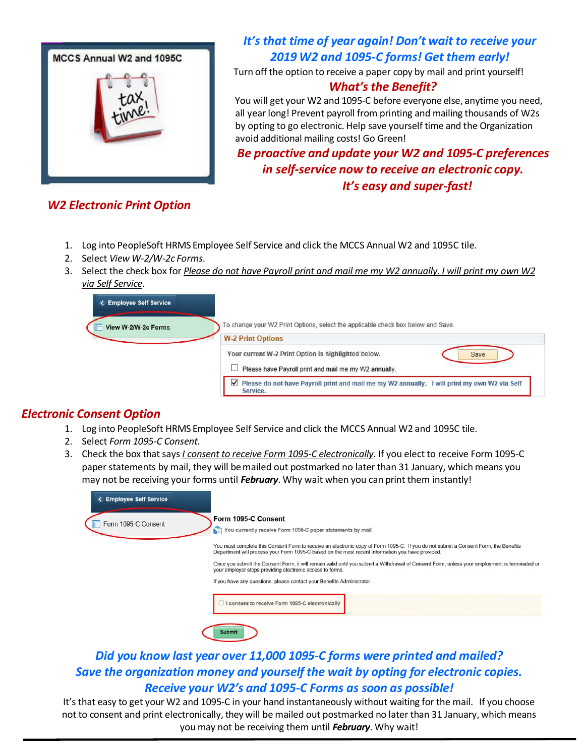MCCS Annual W2 and 1095C

tax time!

## *It's that time of year again! Don't wait to receive your 2019 W2 and 1095-C forms! Get them early!*

Turn off the option to receive a paper copy by mail and print yourself!

### *What's the Benefit?*

You will get your W2 and 1095-C before everyone else, anytime you need, all year long! Prevent payroll from printing and mailing thousands of W2s by opting to go electronic. Help save yourself time and the Organization avoid additional mailing costs! Go Green!

### *Be proactive and update your W2 and 1095-C preferences in self-service now to receive an electronic copy. It's easy and super-fast!*

## *W2 Electronic Print Option*

1. Log into PeopleSoft HRMS Employee Self Service and click the MCCS Annual W2 and 1095C tile.
2. Select *View W-2/W-2c Forms*.
3. Select the check box for *Please do not have Payroll print and mail me my W2 annually. I will print my own W2 via Self Service*.

Employee Self Service

View W-2/W-2c Forms

To change your W2 Print Options, select the applicable check box below and Save.

W-2 Print Options

Your current W-2 Print Option is highlighted below. Save

☐ Please have Payroll print and mail me my W2 annually.

☑ Please do not have Payroll print and mail me my W2 annually. I will print my own W2 via Self Service.

## *Electronic Consent Option*

1. Log into PeopleSoft HRMS Employee Self Service and click the MCCS Annual W2 and 1095C tile.
2. Select *Form 1095-C Consent*.
3. Check the box that says *I consent to receive Form 1095-C electronically*. If you elect to receive Form 1095-C paper statements by mail, they will be mailed out postmarked no later than 31 January, which means you may not be receiving your forms until ***February***. Why wait when you can print them instantly!

Employee Self Service

Form 1095-C Consent

**Form 1095-C Consent**

You currently receive Form 1095-C paper statements by mail

You must complete this Consent Form to receive an electronic copy of Form 1095-C. If you do not submit a Consent Form, the Benefits Department will process your Form 1095-C based on the most recent information you have provided.

Once you submit the Consent Form, it will remain valid until you submit a Withdrawal of Consent Form, unless your employment is terminated or your employer stops providing electronic access to forms.

If you have any questions, please contact your Benefits Administrator.

☐ I consent to receive Form 1095-C electronically

Submit

### *Did you know last year over 11,000 1095-C forms were printed and mailed? Save the organization money and yourself the wait by opting for electronic copies. Receive your W2's and 1095-C Forms as soon as possible!*

It's that easy to get your W2 and 1095-C in your hand instantaneously without waiting for the mail. If you choose not to consent and print electronically, they will be mailed out postmarked no later than 31 January, which means you may not be receiving them until ***February***. Why wait!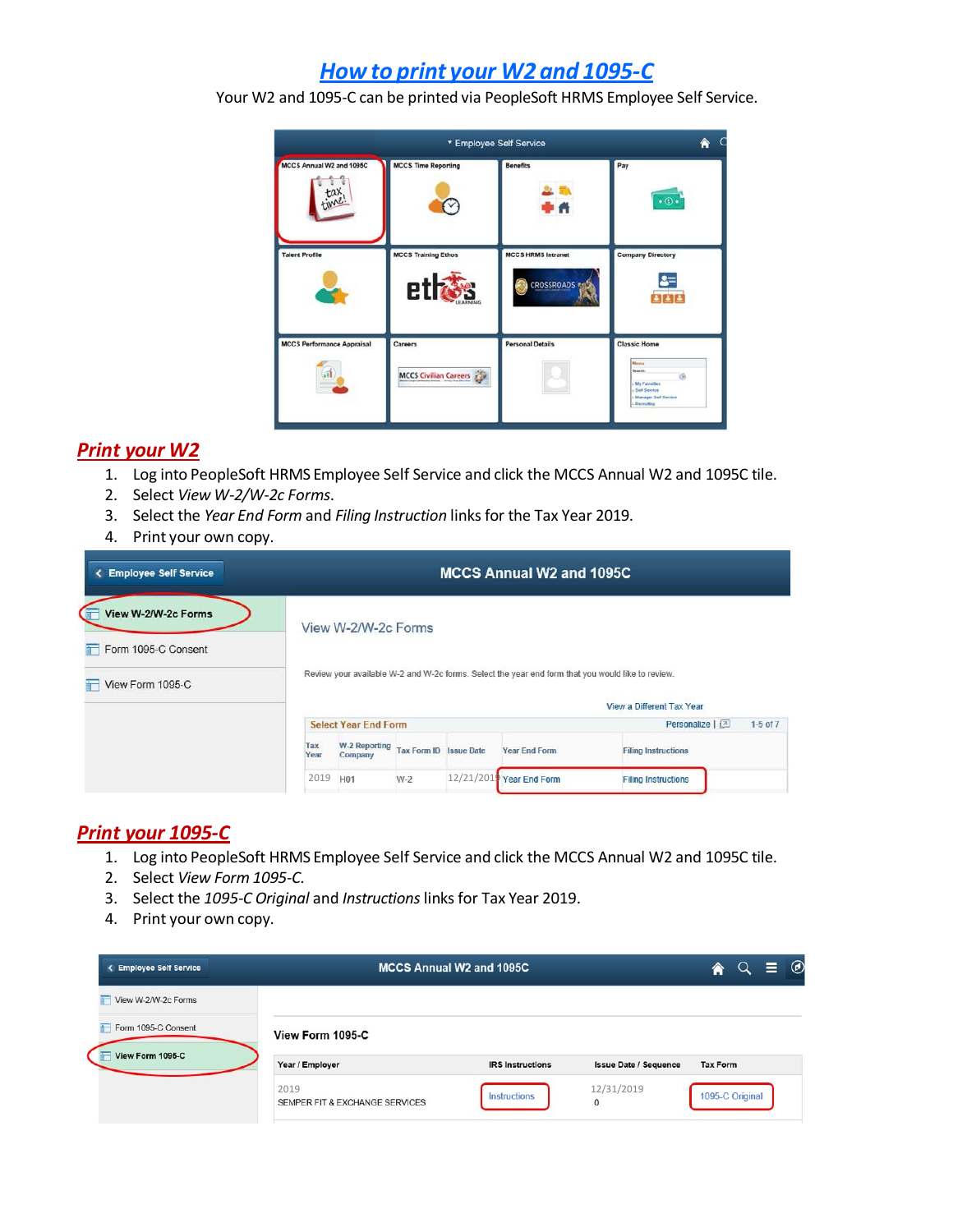# How to print your W2 and 1095-C

Your W2 and 1095-C can be printed via PeopleSoft HRMS Employee Self Service.

## Print your W2

1. Log into PeopleSoft HRMS Employee Self Service and click the MCCS Annual W2 and 1095C tile.
2. Select *View W-2/W-2c Forms*.
3. Select the *Year End Form* and *Filing Instruction* links for the Tax Year 2019.
4. Print your own copy.

## Print your 1095-C

1. Log into PeopleSoft HRMS Employee Self Service and click the MCCS Annual W2 and 1095C tile.
2. Select *View Form 1095-C*.
3. Select the *1095-C Original* and *Instructions* links for Tax Year 2019.
4. Print your own copy.